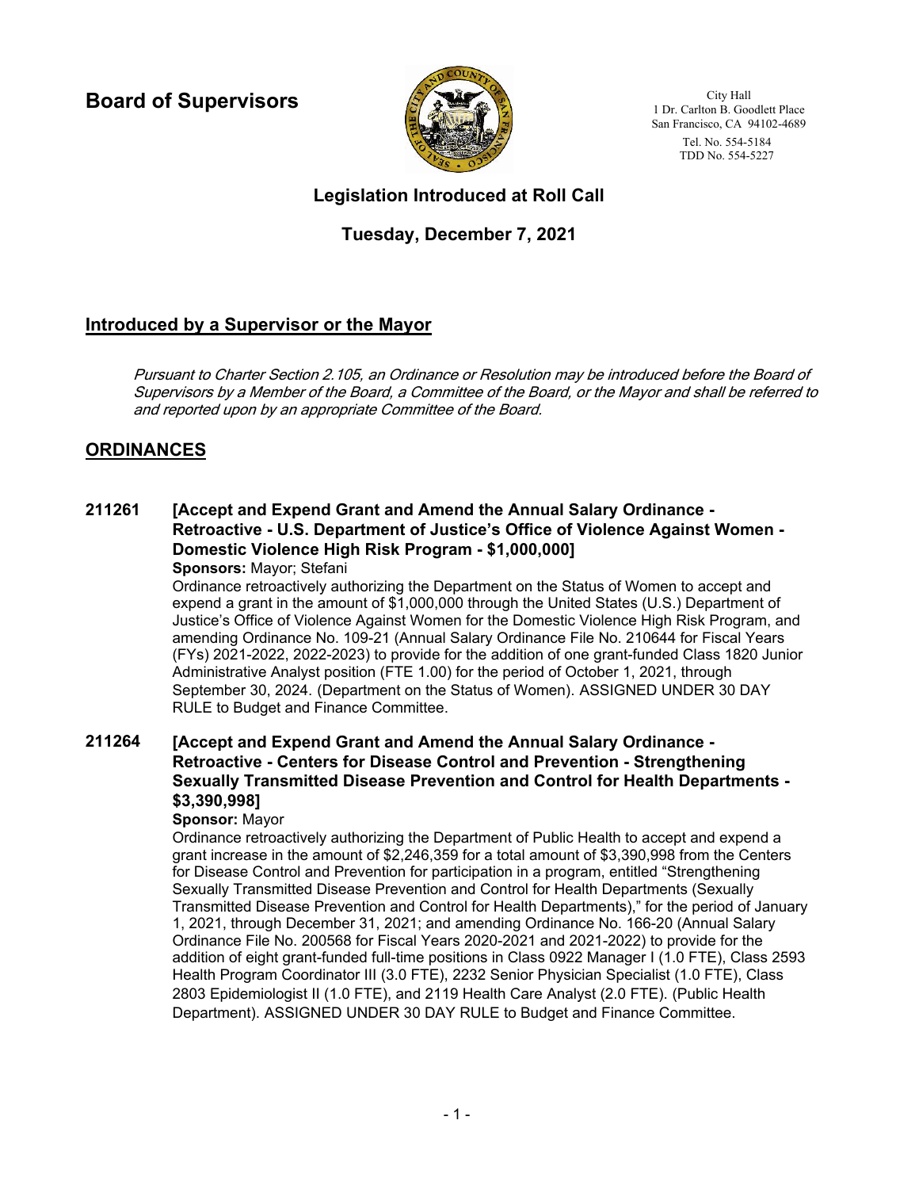**Board of Supervisors**

City Hall
1 Dr. Carlton B. Goodlett Place
San Francisco, CA 94102-4689
Tel. No. 554-5184
TDD No. 554-5227

# Legislation Introduced at Roll Call

## Tuesday, December 7, 2021

## Introduced by a Supervisor or the Mayor

*Pursuant to Charter Section 2.105, an Ordinance or Resolution may be introduced before the Board of Supervisors by a Member of the Board, a Committee of the Board, or the Mayor and shall be referred to and reported upon by an appropriate Committee of the Board.*

## ORDINANCES

**211261 [Accept and Expend Grant and Amend the Annual Salary Ordinance - Retroactive - U.S. Department of Justice's Office of Violence Against Women - Domestic Violence High Risk Program - $1,000,000]**

**Sponsors:** Mayor; Stefani

Ordinance retroactively authorizing the Department on the Status of Women to accept and expend a grant in the amount of $1,000,000 through the United States (U.S.) Department of Justice's Office of Violence Against Women for the Domestic Violence High Risk Program, and amending Ordinance No. 109-21 (Annual Salary Ordinance File No. 210644 for Fiscal Years (FYs) 2021-2022, 2022-2023) to provide for the addition of one grant-funded Class 1820 Junior Administrative Analyst position (FTE 1.00) for the period of October 1, 2021, through September 30, 2024. (Department on the Status of Women). ASSIGNED UNDER 30 DAY RULE to Budget and Finance Committee.

**211264 [Accept and Expend Grant and Amend the Annual Salary Ordinance - Retroactive - Centers for Disease Control and Prevention - Strengthening Sexually Transmitted Disease Prevention and Control for Health Departments - $3,390,998]**

**Sponsor:** Mayor

Ordinance retroactively authorizing the Department of Public Health to accept and expend a grant increase in the amount of $2,246,359 for a total amount of $3,390,998 from the Centers for Disease Control and Prevention for participation in a program, entitled "Strengthening Sexually Transmitted Disease Prevention and Control for Health Departments (Sexually Transmitted Disease Prevention and Control for Health Departments)," for the period of January 1, 2021, through December 31, 2021; and amending Ordinance No. 166-20 (Annual Salary Ordinance File No. 200568 for Fiscal Years 2020-2021 and 2021-2022) to provide for the addition of eight grant-funded full-time positions in Class 0922 Manager I (1.0 FTE), Class 2593 Health Program Coordinator III (3.0 FTE), 2232 Senior Physician Specialist (1.0 FTE), Class 2803 Epidemiologist II (1.0 FTE), and 2119 Health Care Analyst (2.0 FTE). (Public Health Department). ASSIGNED UNDER 30 DAY RULE to Budget and Finance Committee.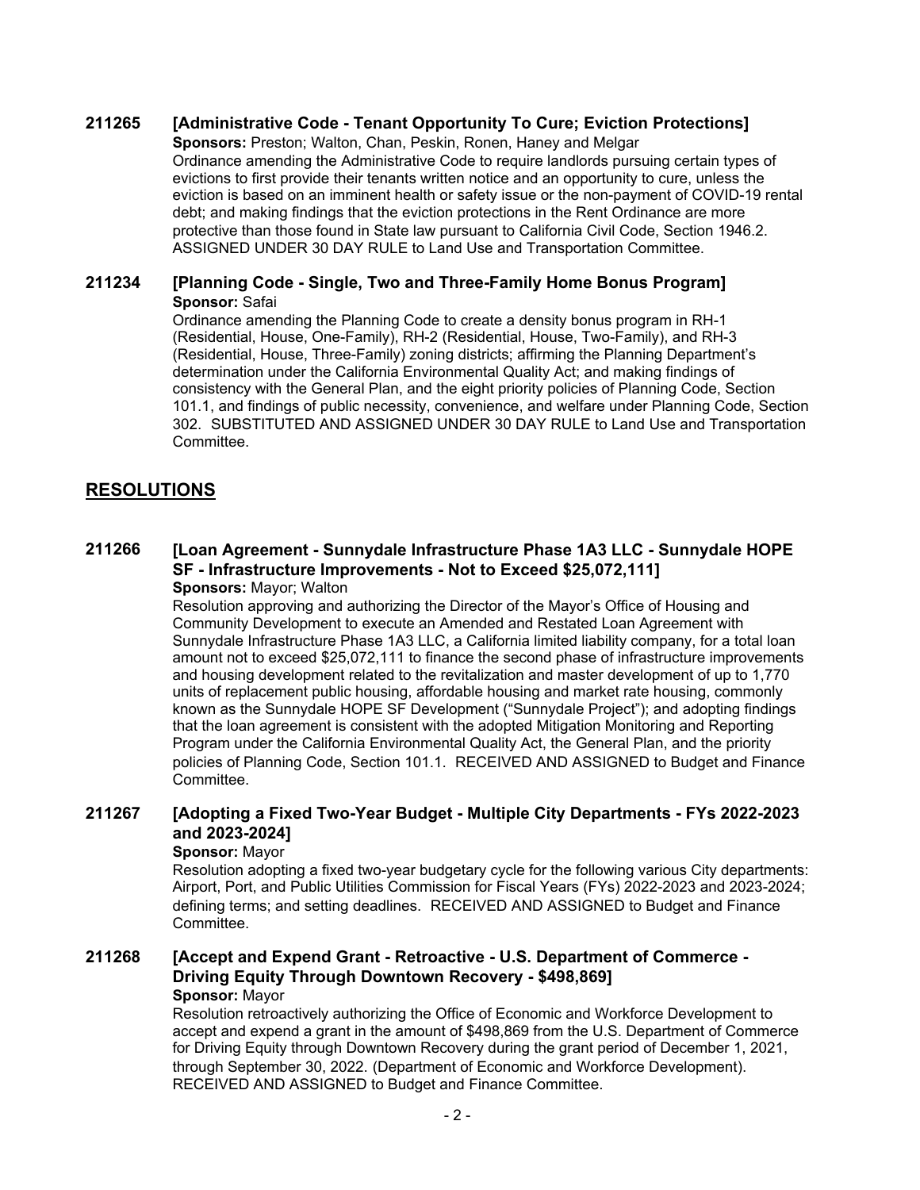**211265 [Administrative Code - Tenant Opportunity To Cure; Eviction Protections]**
**Sponsors:** Preston; Walton, Chan, Peskin, Ronen, Haney and Melgar
Ordinance amending the Administrative Code to require landlords pursuing certain types of evictions to first provide their tenants written notice and an opportunity to cure, unless the eviction is based on an imminent health or safety issue or the non-payment of COVID-19 rental debt; and making findings that the eviction protections in the Rent Ordinance are more protective than those found in State law pursuant to California Civil Code, Section 1946.2. ASSIGNED UNDER 30 DAY RULE to Land Use and Transportation Committee.

**211234 [Planning Code - Single, Two and Three-Family Home Bonus Program]**
**Sponsor:** Safai
Ordinance amending the Planning Code to create a density bonus program in RH-1 (Residential, House, One-Family), RH-2 (Residential, House, Two-Family), and RH-3 (Residential, House, Three-Family) zoning districts; affirming the Planning Department's determination under the California Environmental Quality Act; and making findings of consistency with the General Plan, and the eight priority policies of Planning Code, Section 101.1, and findings of public necessity, convenience, and welfare under Planning Code, Section 302. SUBSTITUTED AND ASSIGNED UNDER 30 DAY RULE to Land Use and Transportation Committee.

## RESOLUTIONS

**211266 [Loan Agreement - Sunnydale Infrastructure Phase 1A3 LLC - Sunnydale HOPE SF - Infrastructure Improvements - Not to Exceed $25,072,111]**
**Sponsors:** Mayor; Walton
Resolution approving and authorizing the Director of the Mayor's Office of Housing and Community Development to execute an Amended and Restated Loan Agreement with Sunnydale Infrastructure Phase 1A3 LLC, a California limited liability company, for a total loan amount not to exceed $25,072,111 to finance the second phase of infrastructure improvements and housing development related to the revitalization and master development of up to 1,770 units of replacement public housing, affordable housing and market rate housing, commonly known as the Sunnydale HOPE SF Development ("Sunnydale Project"); and adopting findings that the loan agreement is consistent with the adopted Mitigation Monitoring and Reporting Program under the California Environmental Quality Act, the General Plan, and the priority policies of Planning Code, Section 101.1. RECEIVED AND ASSIGNED to Budget and Finance Committee.

**211267 [Adopting a Fixed Two-Year Budget - Multiple City Departments - FYs 2022-2023 and 2023-2024]**
**Sponsor:** Mayor
Resolution adopting a fixed two-year budgetary cycle for the following various City departments: Airport, Port, and Public Utilities Commission for Fiscal Years (FYs) 2022-2023 and 2023-2024; defining terms; and setting deadlines. RECEIVED AND ASSIGNED to Budget and Finance Committee.

**211268 [Accept and Expend Grant - Retroactive - U.S. Department of Commerce - Driving Equity Through Downtown Recovery - $498,869]**
**Sponsor:** Mayor
Resolution retroactively authorizing the Office of Economic and Workforce Development to accept and expend a grant in the amount of $498,869 from the U.S. Department of Commerce for Driving Equity through Downtown Recovery during the grant period of December 1, 2021, through September 30, 2022. (Department of Economic and Workforce Development). RECEIVED AND ASSIGNED to Budget and Finance Committee.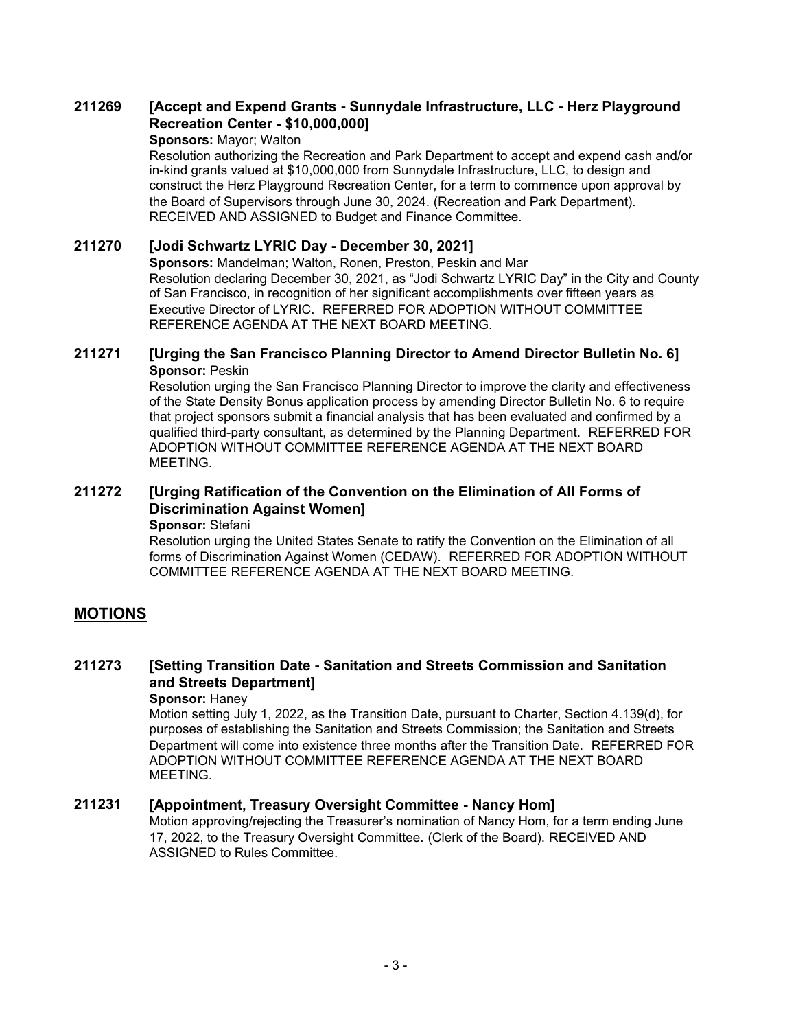### 211269 [Accept and Expend Grants - Sunnydale Infrastructure, LLC - Herz Playground Recreation Center - $10,000,000]

**Sponsors:** Mayor; Walton

Resolution authorizing the Recreation and Park Department to accept and expend cash and/or in-kind grants valued at $10,000,000 from Sunnydale Infrastructure, LLC, to design and construct the Herz Playground Recreation Center, for a term to commence upon approval by the Board of Supervisors through June 30, 2024. (Recreation and Park Department). RECEIVED AND ASSIGNED to Budget and Finance Committee.

### 211270 [Jodi Schwartz LYRIC Day - December 30, 2021]

**Sponsors:** Mandelman; Walton, Ronen, Preston, Peskin and Mar

Resolution declaring December 30, 2021, as "Jodi Schwartz LYRIC Day" in the City and County of San Francisco, in recognition of her significant accomplishments over fifteen years as Executive Director of LYRIC. REFERRED FOR ADOPTION WITHOUT COMMITTEE REFERENCE AGENDA AT THE NEXT BOARD MEETING.

### 211271 [Urging the San Francisco Planning Director to Amend Director Bulletin No. 6]

**Sponsor:** Peskin

Resolution urging the San Francisco Planning Director to improve the clarity and effectiveness of the State Density Bonus application process by amending Director Bulletin No. 6 to require that project sponsors submit a financial analysis that has been evaluated and confirmed by a qualified third-party consultant, as determined by the Planning Department. REFERRED FOR ADOPTION WITHOUT COMMITTEE REFERENCE AGENDA AT THE NEXT BOARD MEETING.

### 211272 [Urging Ratification of the Convention on the Elimination of All Forms of Discrimination Against Women]

**Sponsor:** Stefani

Resolution urging the United States Senate to ratify the Convention on the Elimination of all forms of Discrimination Against Women (CEDAW). REFERRED FOR ADOPTION WITHOUT COMMITTEE REFERENCE AGENDA AT THE NEXT BOARD MEETING.

## MOTIONS

### 211273 [Setting Transition Date - Sanitation and Streets Commission and Sanitation and Streets Department]

**Sponsor:** Haney

Motion setting July 1, 2022, as the Transition Date, pursuant to Charter, Section 4.139(d), for purposes of establishing the Sanitation and Streets Commission; the Sanitation and Streets Department will come into existence three months after the Transition Date. REFERRED FOR ADOPTION WITHOUT COMMITTEE REFERENCE AGENDA AT THE NEXT BOARD MEETING.

### 211231 [Appointment, Treasury Oversight Committee - Nancy Hom]

Motion approving/rejecting the Treasurer's nomination of Nancy Hom, for a term ending June 17, 2022, to the Treasury Oversight Committee. (Clerk of the Board). RECEIVED AND ASSIGNED to Rules Committee.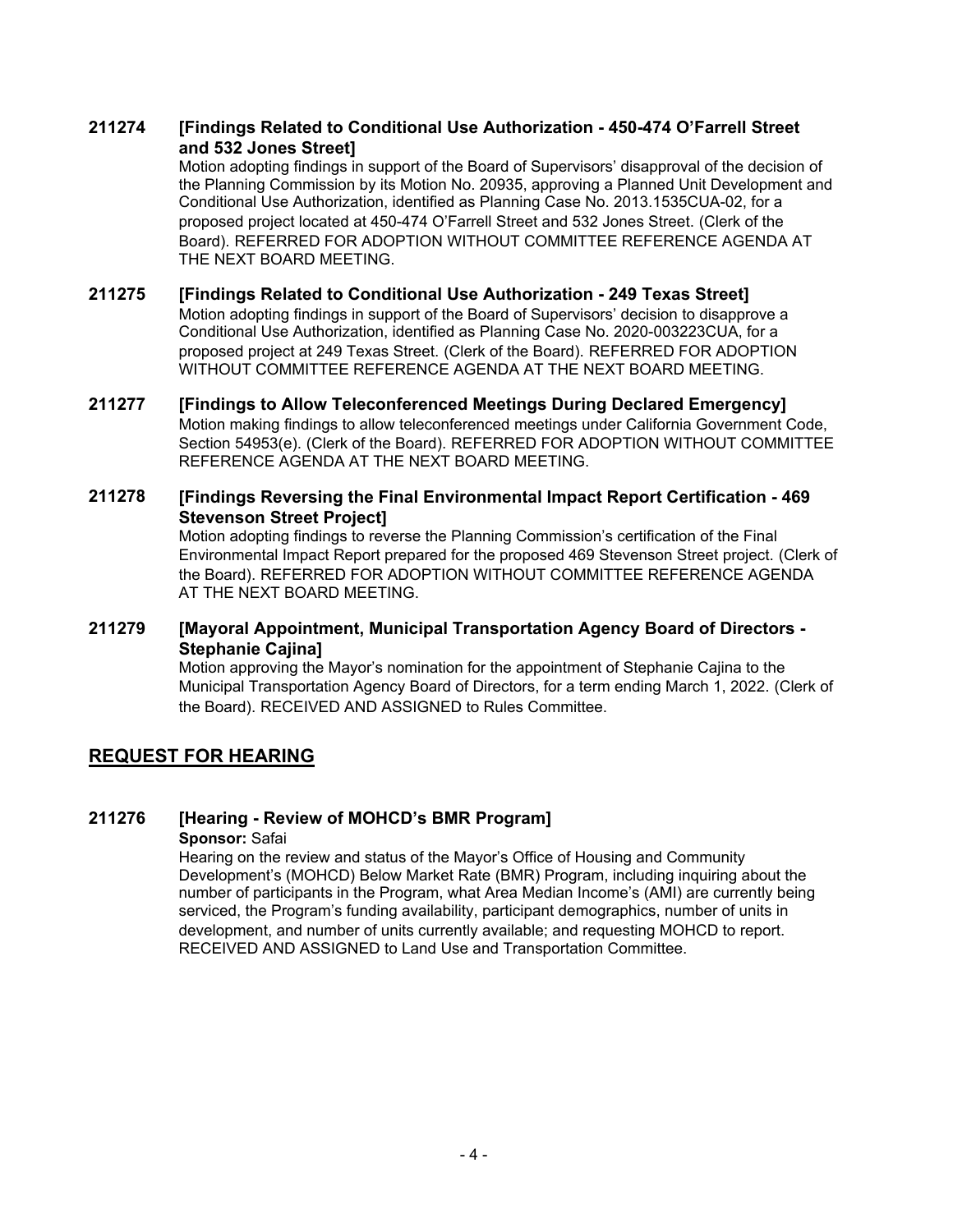**211274 [Findings Related to Conditional Use Authorization - 450-474 O'Farrell Street and 532 Jones Street]**

Motion adopting findings in support of the Board of Supervisors' disapproval of the decision of the Planning Commission by its Motion No. 20935, approving a Planned Unit Development and Conditional Use Authorization, identified as Planning Case No. 2013.1535CUA-02, for a proposed project located at 450-474 O'Farrell Street and 532 Jones Street. (Clerk of the Board). REFERRED FOR ADOPTION WITHOUT COMMITTEE REFERENCE AGENDA AT THE NEXT BOARD MEETING.

**211275 [Findings Related to Conditional Use Authorization - 249 Texas Street]**

Motion adopting findings in support of the Board of Supervisors' decision to disapprove a Conditional Use Authorization, identified as Planning Case No. 2020-003223CUA, for a proposed project at 249 Texas Street. (Clerk of the Board). REFERRED FOR ADOPTION WITHOUT COMMITTEE REFERENCE AGENDA AT THE NEXT BOARD MEETING.

**211277 [Findings to Allow Teleconferenced Meetings During Declared Emergency]**

Motion making findings to allow teleconferenced meetings under California Government Code, Section 54953(e). (Clerk of the Board). REFERRED FOR ADOPTION WITHOUT COMMITTEE REFERENCE AGENDA AT THE NEXT BOARD MEETING.

**211278 [Findings Reversing the Final Environmental Impact Report Certification - 469 Stevenson Street Project]**

Motion adopting findings to reverse the Planning Commission's certification of the Final Environmental Impact Report prepared for the proposed 469 Stevenson Street project. (Clerk of the Board). REFERRED FOR ADOPTION WITHOUT COMMITTEE REFERENCE AGENDA AT THE NEXT BOARD MEETING.

**211279 [Mayoral Appointment, Municipal Transportation Agency Board of Directors - Stephanie Cajina]**

Motion approving the Mayor's nomination for the appointment of Stephanie Cajina to the Municipal Transportation Agency Board of Directors, for a term ending March 1, 2022. (Clerk of the Board). RECEIVED AND ASSIGNED to Rules Committee.

## REQUEST FOR HEARING

**211276 [Hearing - Review of MOHCD's BMR Program]**

**Sponsor:** Safai

Hearing on the review and status of the Mayor's Office of Housing and Community Development's (MOHCD) Below Market Rate (BMR) Program, including inquiring about the number of participants in the Program, what Area Median Income's (AMI) are currently being serviced, the Program's funding availability, participant demographics, number of units in development, and number of units currently available; and requesting MOHCD to report. RECEIVED AND ASSIGNED to Land Use and Transportation Committee.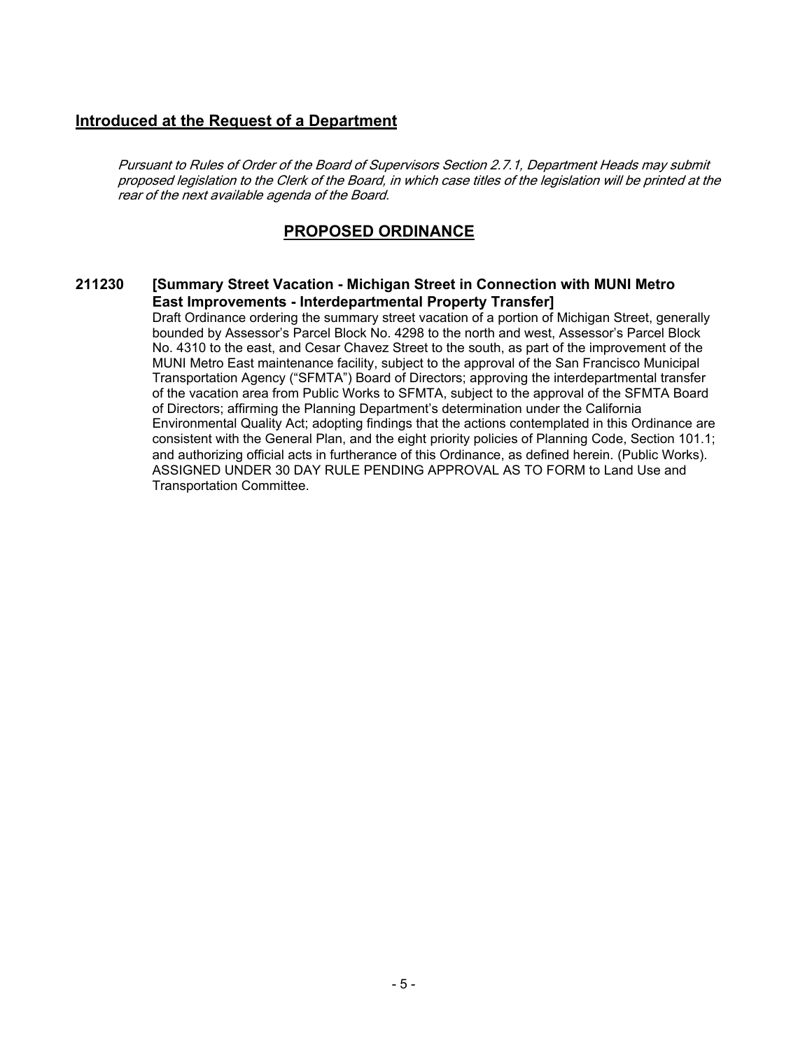## Introduced at the Request of a Department

*Pursuant to Rules of Order of the Board of Supervisors Section 2.7.1, Department Heads may submit proposed legislation to the Clerk of the Board, in which case titles of the legislation will be printed at the rear of the next available agenda of the Board.*

## PROPOSED ORDINANCE

**211230 [Summary Street Vacation - Michigan Street in Connection with MUNI Metro East Improvements - Interdepartmental Property Transfer]**

Draft Ordinance ordering the summary street vacation of a portion of Michigan Street, generally bounded by Assessor's Parcel Block No. 4298 to the north and west, Assessor's Parcel Block No. 4310 to the east, and Cesar Chavez Street to the south, as part of the improvement of the MUNI Metro East maintenance facility, subject to the approval of the San Francisco Municipal Transportation Agency ("SFMTA") Board of Directors; approving the interdepartmental transfer of the vacation area from Public Works to SFMTA, subject to the approval of the SFMTA Board of Directors; affirming the Planning Department's determination under the California Environmental Quality Act; adopting findings that the actions contemplated in this Ordinance are consistent with the General Plan, and the eight priority policies of Planning Code, Section 101.1; and authorizing official acts in furtherance of this Ordinance, as defined herein. (Public Works). ASSIGNED UNDER 30 DAY RULE PENDING APPROVAL AS TO FORM to Land Use and Transportation Committee.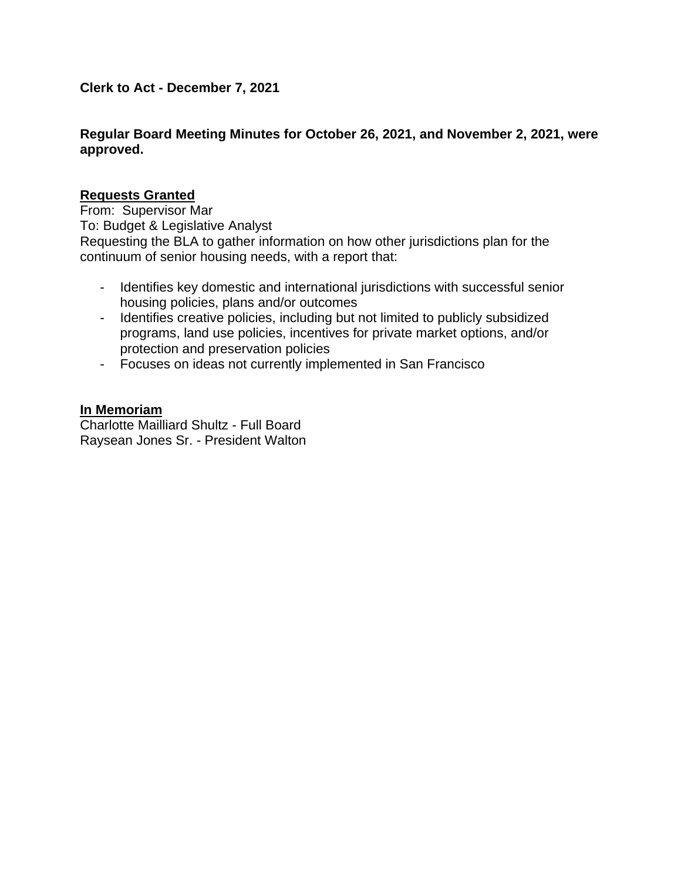**Clerk to Act - December 7, 2021**

**Regular Board Meeting Minutes for October 26, 2021, and November 2, 2021, were approved.**

**Requests Granted**

From: Supervisor Mar
To: Budget & Legislative Analyst
Requesting the BLA to gather information on how other jurisdictions plan for the continuum of senior housing needs, with a report that:

- Identifies key domestic and international jurisdictions with successful senior housing policies, plans and/or outcomes
- Identifies creative policies, including but not limited to publicly subsidized programs, land use policies, incentives for private market options, and/or protection and preservation policies
- Focuses on ideas not currently implemented in San Francisco

**In Memoriam**

Charlotte Mailliard Shultz - Full Board
Raysean Jones Sr. - President Walton